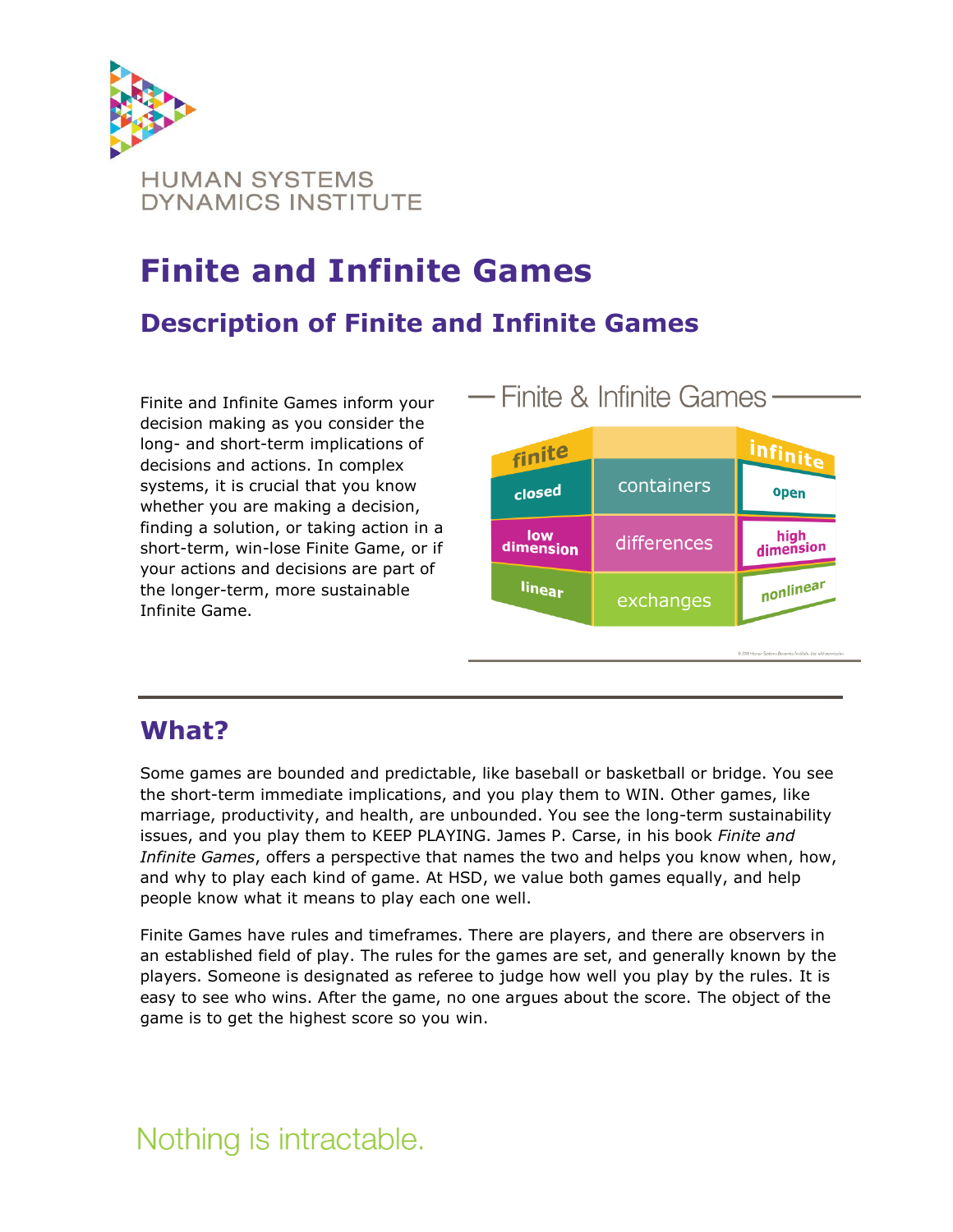HUMAN SYSTEMS DYNAMICS INSTITUTE

# Finite and Infinite Games

## Description of Finite and Infinite Games

Finite and Infinite Games inform your decision making as you consider the long- and short-term implications of decisions and actions. In complex systems, it is crucial that you know whether you are making a decision, finding a solution, or taking action in a short-term, win-lose Finite Game, or if your actions and decisions are part of the longer-term, more sustainable Infinite Game.

Finite & Infinite Games

| finite | | infinite |
|---|---|---|
| closed | containers | open |
| low dimension | differences | high dimension |
| linear | exchanges | nonlinear |

## What?

Some games are bounded and predictable, like baseball or basketball or bridge. You see the short-term immediate implications, and you play them to WIN. Other games, like marriage, productivity, and health, are unbounded. You see the long-term sustainability issues, and you play them to KEEP PLAYING. James P. Carse, in his book *Finite and Infinite Games*, offers a perspective that names the two and helps you know when, how, and why to play each kind of game. At HSD, we value both games equally, and help people know what it means to play each one well.

Finite Games have rules and timeframes. There are players, and there are observers in an established field of play. The rules for the games are set, and generally known by the players. Someone is designated as referee to judge how well you play by the rules. It is easy to see who wins. After the game, no one argues about the score. The object of the game is to get the highest score so you win.

Nothing is intractable.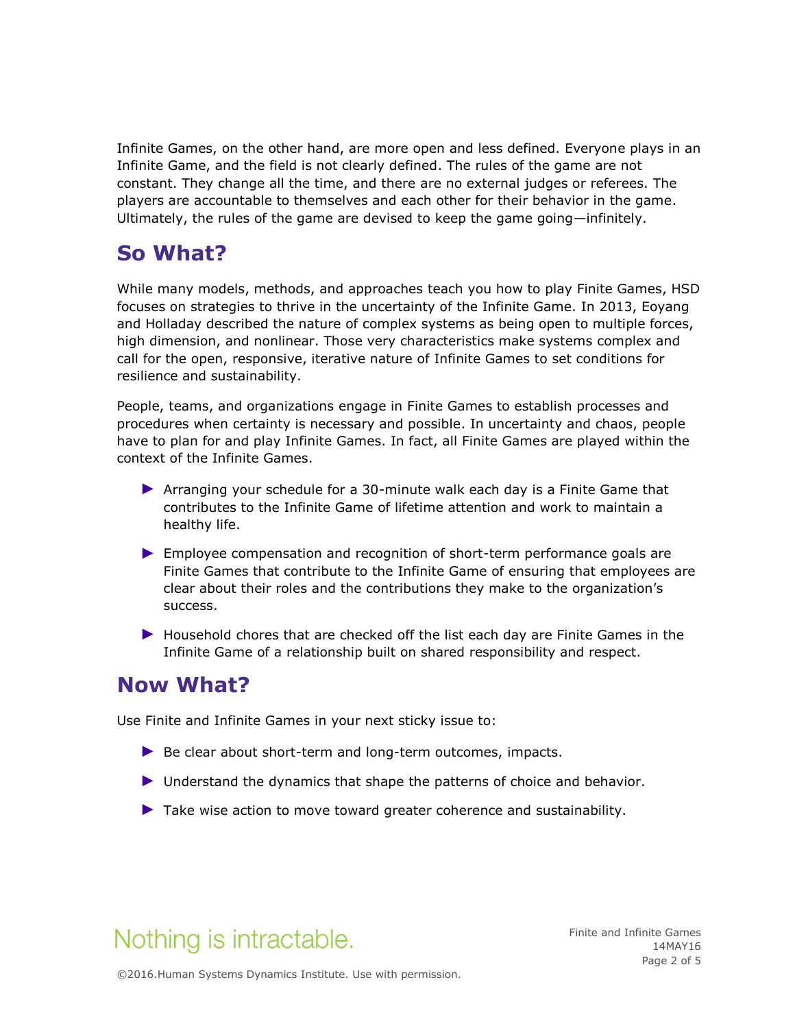Infinite Games, on the other hand, are more open and less defined. Everyone plays in an Infinite Game, and the field is not clearly defined. The rules of the game are not constant. They change all the time, and there are no external judges or referees. The players are accountable to themselves and each other for their behavior in the game. Ultimately, the rules of the game are devised to keep the game going—infinitely.

## So What?

While many models, methods, and approaches teach you how to play Finite Games, HSD focuses on strategies to thrive in the uncertainty of the Infinite Game. In 2013, Eoyang and Holladay described the nature of complex systems as being open to multiple forces, high dimension, and nonlinear. Those very characteristics make systems complex and call for the open, responsive, iterative nature of Infinite Games to set conditions for resilience and sustainability.

People, teams, and organizations engage in Finite Games to establish processes and procedures when certainty is necessary and possible. In uncertainty and chaos, people have to plan for and play Infinite Games. In fact, all Finite Games are played within the context of the Infinite Games.

- Arranging your schedule for a 30-minute walk each day is a Finite Game that contributes to the Infinite Game of lifetime attention and work to maintain a healthy life.
- Employee compensation and recognition of short-term performance goals are Finite Games that contribute to the Infinite Game of ensuring that employees are clear about their roles and the contributions they make to the organization's success.
- Household chores that are checked off the list each day are Finite Games in the Infinite Game of a relationship built on shared responsibility and respect.

## Now What?

Use Finite and Infinite Games in your next sticky issue to:

- Be clear about short-term and long-term outcomes, impacts.
- Understand the dynamics that shape the patterns of choice and behavior.
- Take wise action to move toward greater coherence and sustainability.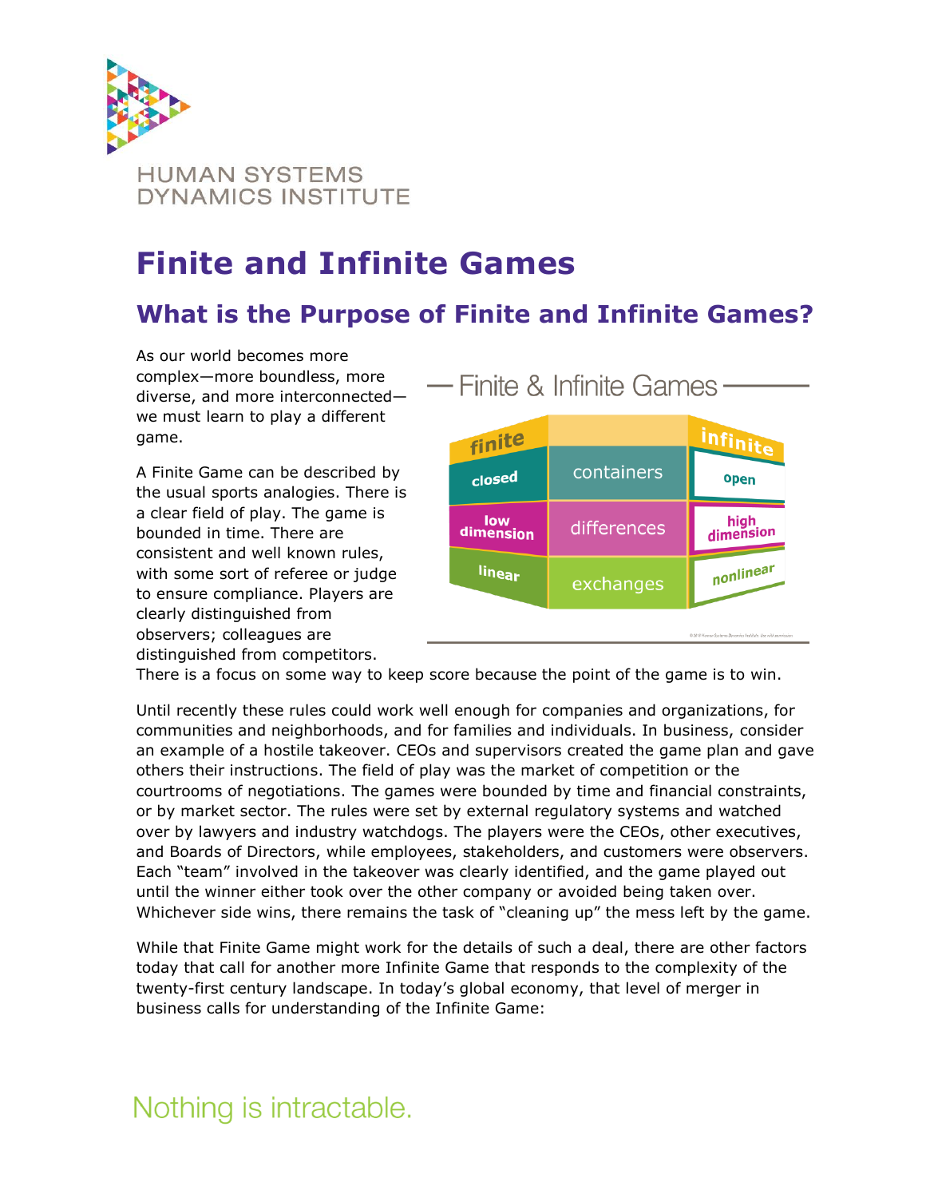# Finite and Infinite Games

## What is the Purpose of Finite and Infinite Games?

As our world becomes more complex—more boundless, more diverse, and more interconnected—we must learn to play a different game.

**Finite & Infinite Games**

| finite | | infinite |
|---|---|---|
| closed | containers | open |
| low dimension | differences | high dimension |
| linear | exchanges | nonlinear |

A Finite Game can be described by the usual sports analogies. There is a clear field of play. The game is bounded in time. There are consistent and well known rules, with some sort of referee or judge to ensure compliance. Players are clearly distinguished from observers; colleagues are distinguished from competitors. There is a focus on some way to keep score because the point of the game is to win.

Until recently these rules could work well enough for companies and organizations, for communities and neighborhoods, and for families and individuals. In business, consider an example of a hostile takeover. CEOs and supervisors created the game plan and gave others their instructions. The field of play was the market of competition or the courtrooms of negotiations. The games were bounded by time and financial constraints, or by market sector. The rules were set by external regulatory systems and watched over by lawyers and industry watchdogs. The players were the CEOs, other executives, and Boards of Directors, while employees, stakeholders, and customers were observers. Each "team" involved in the takeover was clearly identified, and the game played out until the winner either took over the other company or avoided being taken over. Whichever side wins, there remains the task of "cleaning up" the mess left by the game.

While that Finite Game might work for the details of such a deal, there are other factors today that call for another more Infinite Game that responds to the complexity of the twenty-first century landscape. In today's global economy, that level of merger in business calls for understanding of the Infinite Game: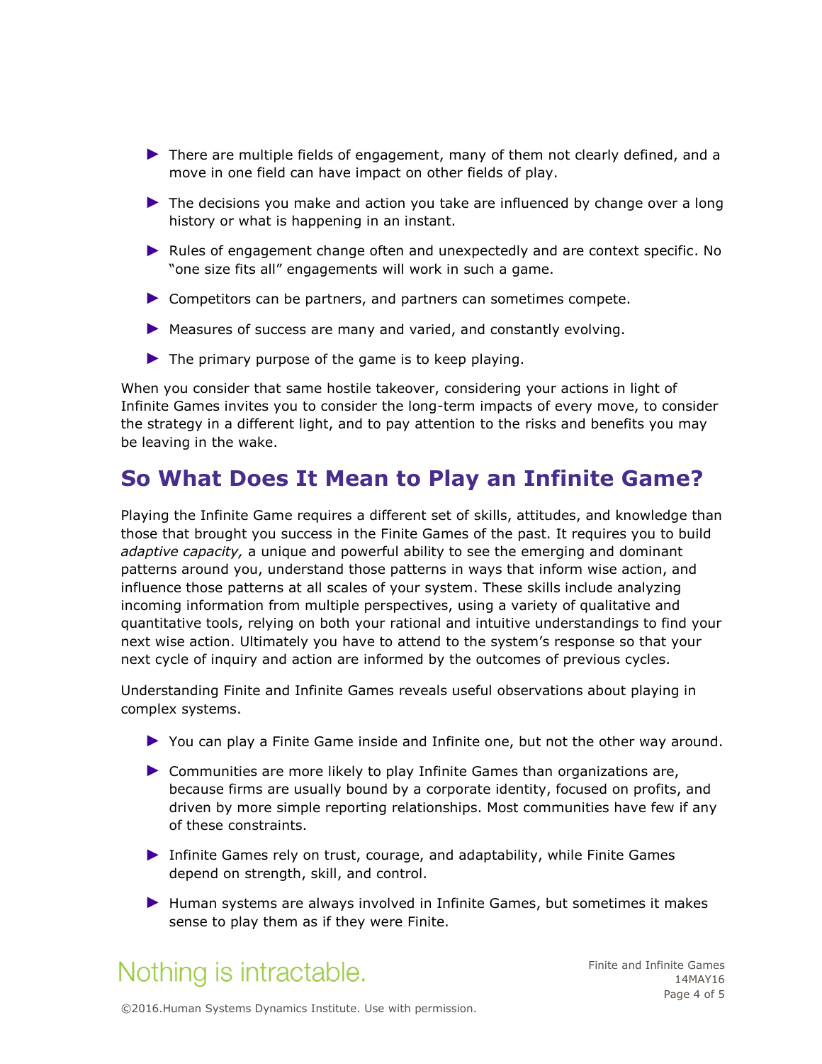- There are multiple fields of engagement, many of them not clearly defined, and a move in one field can have impact on other fields of play.
- The decisions you make and action you take are influenced by change over a long history or what is happening in an instant.
- Rules of engagement change often and unexpectedly and are context specific. No "one size fits all" engagements will work in such a game.
- Competitors can be partners, and partners can sometimes compete.
- Measures of success are many and varied, and constantly evolving.
- The primary purpose of the game is to keep playing.

When you consider that same hostile takeover, considering your actions in light of Infinite Games invites you to consider the long-term impacts of every move, to consider the strategy in a different light, and to pay attention to the risks and benefits you may be leaving in the wake.

## So What Does It Mean to Play an Infinite Game?

Playing the Infinite Game requires a different set of skills, attitudes, and knowledge than those that brought you success in the Finite Games of the past. It requires you to build *adaptive capacity,* a unique and powerful ability to see the emerging and dominant patterns around you, understand those patterns in ways that inform wise action, and influence those patterns at all scales of your system. These skills include analyzing incoming information from multiple perspectives, using a variety of qualitative and quantitative tools, relying on both your rational and intuitive understandings to find your next wise action. Ultimately you have to attend to the system's response so that your next cycle of inquiry and action are informed by the outcomes of previous cycles.

Understanding Finite and Infinite Games reveals useful observations about playing in complex systems.

- You can play a Finite Game inside and Infinite one, but not the other way around.
- Communities are more likely to play Infinite Games than organizations are, because firms are usually bound by a corporate identity, focused on profits, and driven by more simple reporting relationships. Most communities have few if any of these constraints.
- Infinite Games rely on trust, courage, and adaptability, while Finite Games depend on strength, skill, and control.
- Human systems are always involved in Infinite Games, but sometimes it makes sense to play them as if they were Finite.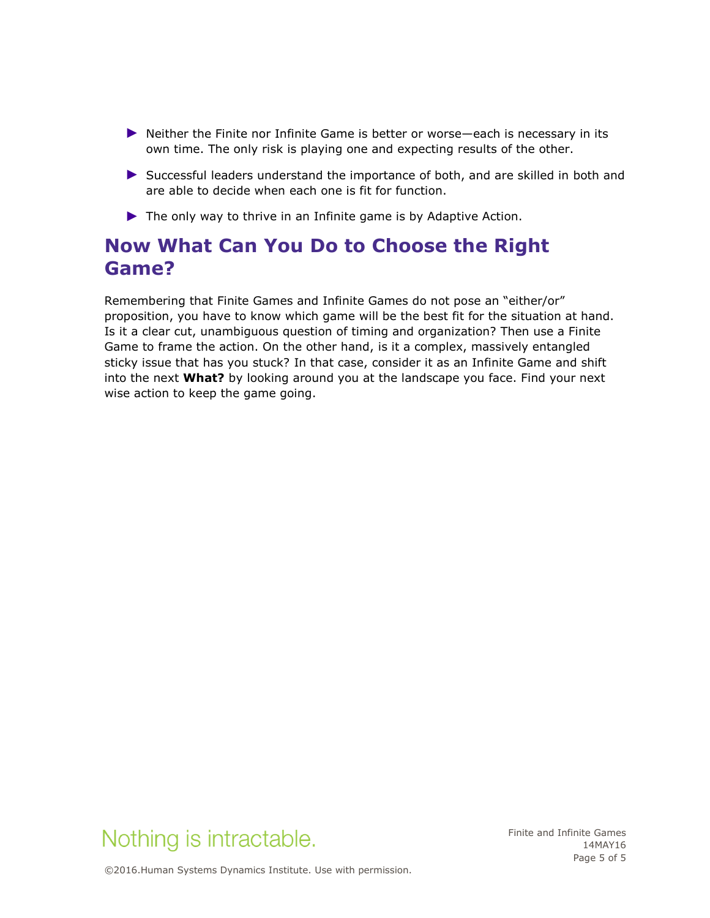- Neither the Finite nor Infinite Game is better or worse—each is necessary in its own time. The only risk is playing one and expecting results of the other.
- Successful leaders understand the importance of both, and are skilled in both and are able to decide when each one is fit for function.
- The only way to thrive in an Infinite game is by Adaptive Action.

## Now What Can You Do to Choose the Right Game?

Remembering that Finite Games and Infinite Games do not pose an "either/or" proposition, you have to know which game will be the best fit for the situation at hand. Is it a clear cut, unambiguous question of timing and organization? Then use a Finite Game to frame the action. On the other hand, is it a complex, massively entangled sticky issue that has you stuck? In that case, consider it as an Infinite Game and shift into the next **What?** by looking around you at the landscape you face. Find your next wise action to keep the game going.